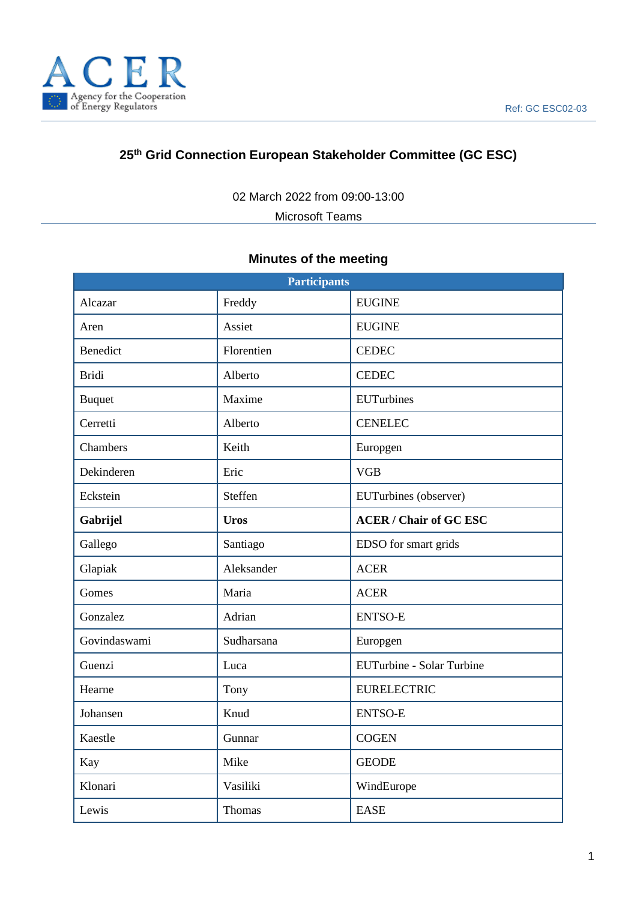Ref: GC ESC02-03

# 25th Grid Connection European Stakeholder Committee (GC ESC)

02 March 2022 from 09:00-13:00

Microsoft Teams

## Minutes of the meeting

| Participants | | |
|---|---|---|
| Alcazar | Freddy | EUGINE |
| Aren | Assiet | EUGINE |
| Benedict | Florentien | CEDEC |
| Bridi | Alberto | CEDEC |
| Buquet | Maxime | EUTurbines |
| Cerretti | Alberto | CENELEC |
| Chambers | Keith | Europgen |
| Dekinderen | Eric | VGB |
| Eckstein | Steffen | EUTurbines (observer) |
| **Gabrijel** | **Uros** | **ACER / Chair of GC ESC** |
| Gallego | Santiago | EDSO for smart grids |
| Glapiak | Aleksander | ACER |
| Gomes | Maria | ACER |
| Gonzalez | Adrian | ENTSO-E |
| Govindaswami | Sudharsana | Europgen |
| Guenzi | Luca | EUTurbine - Solar Turbine |
| Hearne | Tony | EURELECTRIC |
| Johansen | Knud | ENTSO-E |
| Kaestle | Gunnar | COGEN |
| Kay | Mike | GEODE |
| Klonari | Vasiliki | WindEurope |
| Lewis | Thomas | EASE |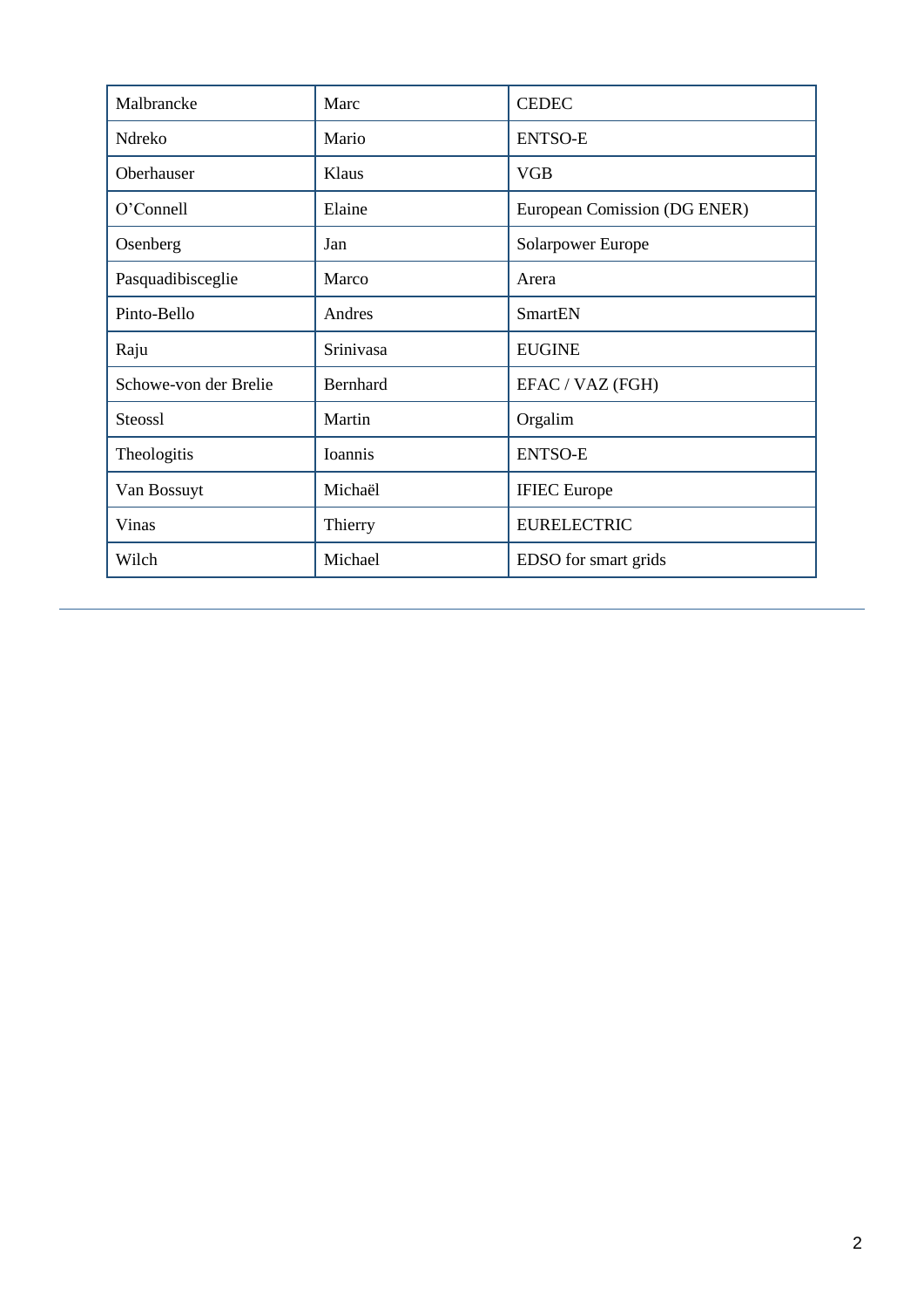| Malbrancke | Marc | CEDEC |
|---|---|---|
| Ndreko | Mario | ENTSO-E |
| Oberhauser | Klaus | VGB |
| O'Connell | Elaine | European Comission (DG ENER) |
| Osenberg | Jan | Solarpower Europe |
| Pasquadibisceglie | Marco | Arera |
| Pinto-Bello | Andres | SmartEN |
| Raju | Srinivasa | EUGINE |
| Schowe-von der Brelie | Bernhard | EFAC / VAZ (FGH) |
| Steossl | Martin | Orgalim |
| Theologitis | Ioannis | ENTSO-E |
| Van Bossuyt | Michaël | IFIEC Europe |
| Vinas | Thierry | EURELECTRIC |
| Wilch | Michael | EDSO for smart grids |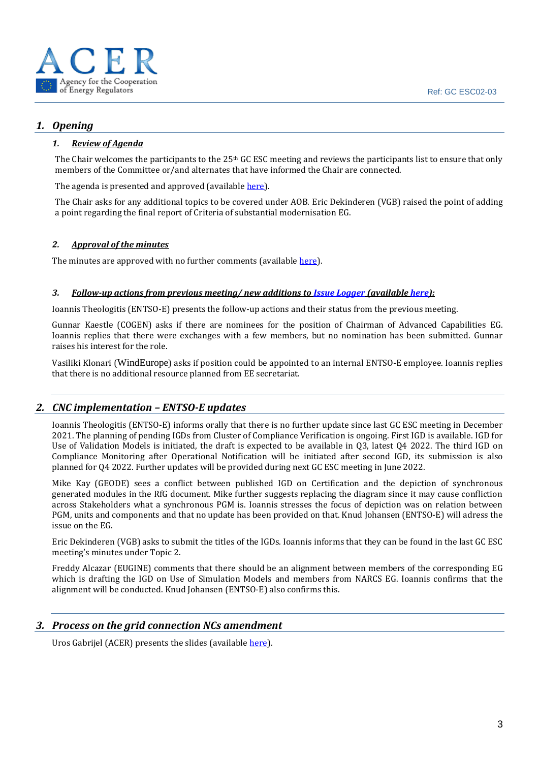## 1. *Opening*

### 1. *Review of Agenda*

The Chair welcomes the participants to the 25th GC ESC meeting and reviews the participants list to ensure that only members of the Committee or/and alternates that have informed the Chair are connected.

The agenda is presented and approved (available here).

The Chair asks for any additional topics to be covered under AOB. Eric Dekinderen (VGB) raised the point of adding a point regarding the final report of Criteria of substantial modernisation EG.

### 2. *Approval of the minutes*

The minutes are approved with no further comments (available here).

### 3. *Follow-up actions from previous meeting/ new additions to Issue Logger (available here):*

Ioannis Theologitis (ENTSO-E) presents the follow-up actions and their status from the previous meeting.

Gunnar Kaestle (COGEN) asks if there are nominees for the position of Chairman of Advanced Capabilities EG. Ioannis replies that there were exchanges with a few members, but no nomination has been submitted. Gunnar raises his interest for the role.

Vasiliki Klonari (WindEurope) asks if position could be appointed to an internal ENTSO-E employee. Ioannis replies that there is no additional resource planned from EE secretariat.

## 2. *CNC implementation – ENTSO-E updates*

Ioannis Theologitis (ENTSO-E) informs orally that there is no further update since last GC ESC meeting in December 2021. The planning of pending IGDs from Cluster of Compliance Verification is ongoing. First IGD is available. IGD for Use of Validation Models is initiated, the draft is expected to be available in Q3, latest Q4 2022. The third IGD on Compliance Monitoring after Operational Notification will be initiated after second IGD, its submission is also planned for Q4 2022. Further updates will be provided during next GC ESC meeting in June 2022.

Mike Kay (GEODE) sees a conflict between published IGD on Certification and the depiction of synchronous generated modules in the RfG document. Mike further suggests replacing the diagram since it may cause confliction across Stakeholders what a synchronous PGM is. Ioannis stresses the focus of depiction was on relation between PGM, units and components and that no update has been provided on that. Knud Johansen (ENTSO-E) will adress the issue on the EG.

Eric Dekinderen (VGB) asks to submit the titles of the IGDs. Ioannis informs that they can be found in the last GC ESC meeting's minutes under Topic 2.

Freddy Alcazar (EUGINE) comments that there should be an alignment between members of the corresponding EG which is drafting the IGD on Use of Simulation Models and members from NARCS EG. Ioannis confirms that the alignment will be conducted. Knud Johansen (ENTSO-E) also confirms this.

## 3. *Process on the grid connection NCs amendment*

Uros Gabrijel (ACER) presents the slides (available here).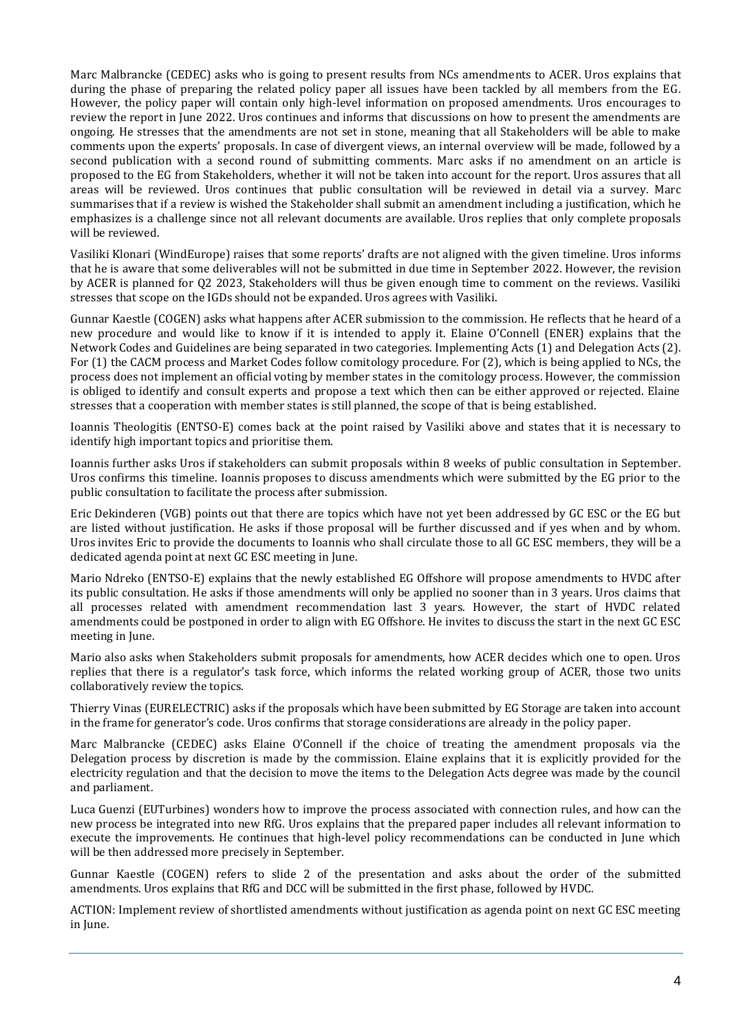Marc Malbrancke (CEDEC) asks who is going to present results from NCs amendments to ACER. Uros explains that during the phase of preparing the related policy paper all issues have been tackled by all members from the EG. However, the policy paper will contain only high-level information on proposed amendments. Uros encourages to review the report in June 2022. Uros continues and informs that discussions on how to present the amendments are ongoing. He stresses that the amendments are not set in stone, meaning that all Stakeholders will be able to make comments upon the experts' proposals. In case of divergent views, an internal overview will be made, followed by a second publication with a second round of submitting comments. Marc asks if no amendment on an article is proposed to the EG from Stakeholders, whether it will not be taken into account for the report. Uros assures that all areas will be reviewed. Uros continues that public consultation will be reviewed in detail via a survey. Marc summarises that if a review is wished the Stakeholder shall submit an amendment including a justification, which he emphasizes is a challenge since not all relevant documents are available. Uros replies that only complete proposals will be reviewed.

Vasiliki Klonari (WindEurope) raises that some reports' drafts are not aligned with the given timeline. Uros informs that he is aware that some deliverables will not be submitted in due time in September 2022. However, the revision by ACER is planned for Q2 2023, Stakeholders will thus be given enough time to comment on the reviews. Vasiliki stresses that scope on the IGDs should not be expanded. Uros agrees with Vasiliki.

Gunnar Kaestle (COGEN) asks what happens after ACER submission to the commission. He reflects that he heard of a new procedure and would like to know if it is intended to apply it. Elaine O'Connell (ENER) explains that the Network Codes and Guidelines are being separated in two categories. Implementing Acts (1) and Delegation Acts (2). For (1) the CACM process and Market Codes follow comitology procedure. For (2), which is being applied to NCs, the process does not implement an official voting by member states in the comitology process. However, the commission is obliged to identify and consult experts and propose a text which then can be either approved or rejected. Elaine stresses that a cooperation with member states is still planned, the scope of that is being established.

Ioannis Theologitis (ENTSO-E) comes back at the point raised by Vasiliki above and states that it is necessary to identify high important topics and prioritise them.

Ioannis further asks Uros if stakeholders can submit proposals within 8 weeks of public consultation in September. Uros confirms this timeline. Ioannis proposes to discuss amendments which were submitted by the EG prior to the public consultation to facilitate the process after submission.

Eric Dekinderen (VGB) points out that there are topics which have not yet been addressed by GC ESC or the EG but are listed without justification. He asks if those proposal will be further discussed and if yes when and by whom. Uros invites Eric to provide the documents to Ioannis who shall circulate those to all GC ESC members, they will be a dedicated agenda point at next GC ESC meeting in June.

Mario Ndreko (ENTSO-E) explains that the newly established EG Offshore will propose amendments to HVDC after its public consultation. He asks if those amendments will only be applied no sooner than in 3 years. Uros claims that all processes related with amendment recommendation last 3 years. However, the start of HVDC related amendments could be postponed in order to align with EG Offshore. He invites to discuss the start in the next GC ESC meeting in June.

Mario also asks when Stakeholders submit proposals for amendments, how ACER decides which one to open. Uros replies that there is a regulator's task force, which informs the related working group of ACER, those two units collaboratively review the topics.

Thierry Vinas (EURELECTRIC) asks if the proposals which have been submitted by EG Storage are taken into account in the frame for generator's code. Uros confirms that storage considerations are already in the policy paper.

Marc Malbrancke (CEDEC) asks Elaine O'Connell if the choice of treating the amendment proposals via the Delegation process by discretion is made by the commission. Elaine explains that it is explicitly provided for the electricity regulation and that the decision to move the items to the Delegation Acts degree was made by the council and parliament.

Luca Guenzi (EUTurbines) wonders how to improve the process associated with connection rules, and how can the new process be integrated into new RfG. Uros explains that the prepared paper includes all relevant information to execute the improvements. He continues that high-level policy recommendations can be conducted in June which will be then addressed more precisely in September.

Gunnar Kaestle (COGEN) refers to slide 2 of the presentation and asks about the order of the submitted amendments. Uros explains that RfG and DCC will be submitted in the first phase, followed by HVDC.

ACTION: Implement review of shortlisted amendments without justification as agenda point on next GC ESC meeting in June.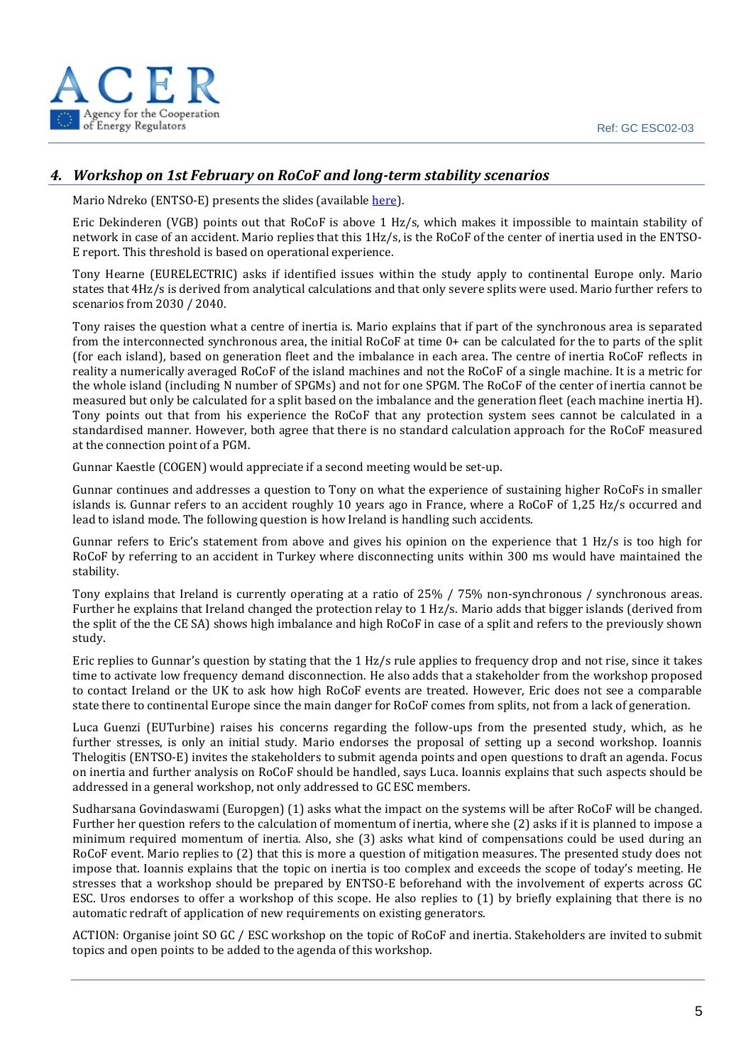## 4. *Workshop on 1st February on RoCoF and long-term stability scenarios*

Mario Ndreko (ENTSO-E) presents the slides (available here).

Eric Dekinderen (VGB) points out that RoCoF is above 1 Hz/s, which makes it impossible to maintain stability of network in case of an accident. Mario replies that this 1Hz/s, is the RoCoF of the center of inertia used in the ENTSO-E report. This threshold is based on operational experience.

Tony Hearne (EURELECTRIC) asks if identified issues within the study apply to continental Europe only. Mario states that 4Hz/s is derived from analytical calculations and that only severe splits were used. Mario further refers to scenarios from 2030 / 2040.

Tony raises the question what a centre of inertia is. Mario explains that if part of the synchronous area is separated from the interconnected synchronous area, the initial RoCoF at time 0+ can be calculated for the to parts of the split (for each island), based on generation fleet and the imbalance in each area. The centre of inertia RoCoF reflects in reality a numerically averaged RoCoF of the island machines and not the RoCoF of a single machine. It is a metric for the whole island (including N number of SPGMs) and not for one SPGM. The RoCoF of the center of inertia cannot be measured but only be calculated for a split based on the imbalance and the generation fleet (each machine inertia H). Tony points out that from his experience the RoCoF that any protection system sees cannot be calculated in a standardised manner. However, both agree that there is no standard calculation approach for the RoCoF measured at the connection point of a PGM.

Gunnar Kaestle (COGEN) would appreciate if a second meeting would be set-up.

Gunnar continues and addresses a question to Tony on what the experience of sustaining higher RoCoFs in smaller islands is. Gunnar refers to an accident roughly 10 years ago in France, where a RoCoF of 1,25 Hz/s occurred and lead to island mode. The following question is how Ireland is handling such accidents.

Gunnar refers to Eric's statement from above and gives his opinion on the experience that 1 Hz/s is too high for RoCoF by referring to an accident in Turkey where disconnecting units within 300 ms would have maintained the stability.

Tony explains that Ireland is currently operating at a ratio of 25% / 75% non-synchronous / synchronous areas. Further he explains that Ireland changed the protection relay to 1 Hz/s. Mario adds that bigger islands (derived from the split of the the CE SA) shows high imbalance and high RoCoF in case of a split and refers to the previously shown study.

Eric replies to Gunnar's question by stating that the 1 Hz/s rule applies to frequency drop and not rise, since it takes time to activate low frequency demand disconnection. He also adds that a stakeholder from the workshop proposed to contact Ireland or the UK to ask how high RoCoF events are treated. However, Eric does not see a comparable state there to continental Europe since the main danger for RoCoF comes from splits, not from a lack of generation.

Luca Guenzi (EUTurbine) raises his concerns regarding the follow-ups from the presented study, which, as he further stresses, is only an initial study. Mario endorses the proposal of setting up a second workshop. Ioannis Thelogitis (ENTSO-E) invites the stakeholders to submit agenda points and open questions to draft an agenda. Focus on inertia and further analysis on RoCoF should be handled, says Luca. Ioannis explains that such aspects should be addressed in a general workshop, not only addressed to GC ESC members.

Sudharsana Govindaswami (Europgen) (1) asks what the impact on the systems will be after RoCoF will be changed. Further her question refers to the calculation of momentum of inertia, where she (2) asks if it is planned to impose a minimum required momentum of inertia. Also, she (3) asks what kind of compensations could be used during an RoCoF event. Mario replies to (2) that this is more a question of mitigation measures. The presented study does not impose that. Ioannis explains that the topic on inertia is too complex and exceeds the scope of today's meeting. He stresses that a workshop should be prepared by ENTSO-E beforehand with the involvement of experts across GC ESC. Uros endorses to offer a workshop of this scope. He also replies to (1) by briefly explaining that there is no automatic redraft of application of new requirements on existing generators.

ACTION: Organise joint SO GC / ESC workshop on the topic of RoCoF and inertia. Stakeholders are invited to submit topics and open points to be added to the agenda of this workshop.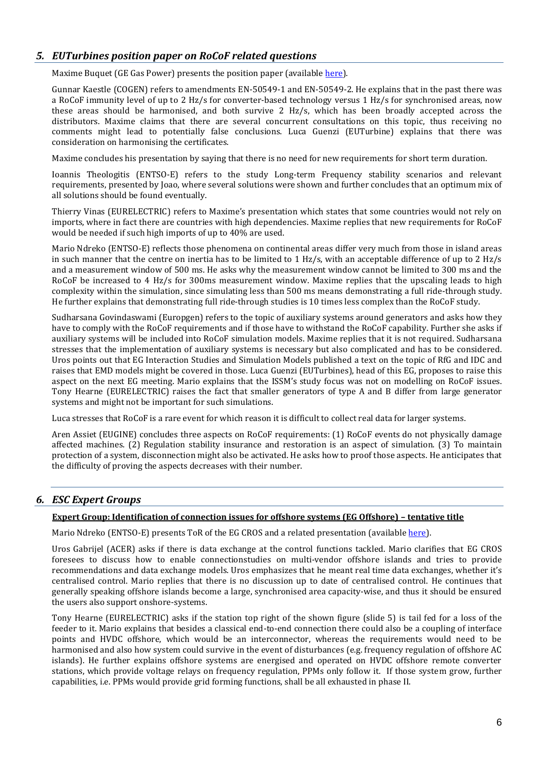## *5. EUTurbines position paper on RoCoF related questions*

Maxime Buquet (GE Gas Power) presents the position paper (available here).

Gunnar Kaestle (COGEN) refers to amendments EN-50549-1 and EN-50549-2. He explains that in the past there was a RoCoF immunity level of up to 2 Hz/s for converter-based technology versus 1 Hz/s for synchronised areas, now these areas should be harmonised, and both survive 2 Hz/s, which has been broadly accepted across the distributors. Maxime claims that there are several concurrent consultations on this topic, thus receiving no comments might lead to potentially false conclusions. Luca Guenzi (EUTurbine) explains that there was consideration on harmonising the certificates.

Maxime concludes his presentation by saying that there is no need for new requirements for short term duration.

Ioannis Theologitis (ENTSO-E) refers to the study Long-term Frequency stability scenarios and relevant requirements, presented by Joao, where several solutions were shown and further concludes that an optimum mix of all solutions should be found eventually.

Thierry Vinas (EURELECTRIC) refers to Maxime's presentation which states that some countries would not rely on imports, where in fact there are countries with high dependencies. Maxime replies that new requirements for RoCoF would be needed if such high imports of up to 40% are used.

Mario Ndreko (ENTSO-E) reflects those phenomena on continental areas differ very much from those in island areas in such manner that the centre on inertia has to be limited to 1 Hz/s, with an acceptable difference of up to 2 Hz/s and a measurement window of 500 ms. He asks why the measurement window cannot be limited to 300 ms and the RoCoF be increased to 4 Hz/s for 300ms measurement window. Maxime replies that the upscaling leads to high complexity within the simulation, since simulating less than 500 ms means demonstrating a full ride-through study. He further explains that demonstrating full ride-through studies is 10 times less complex than the RoCoF study.

Sudharsana Govindaswami (Europgen) refers to the topic of auxiliary systems around generators and asks how they have to comply with the RoCoF requirements and if those have to withstand the RoCoF capability. Further she asks if auxiliary systems will be included into RoCoF simulation models. Maxime replies that it is not required. Sudharsana stresses that the implementation of auxiliary systems is necessary but also complicated and has to be considered. Uros points out that EG Interaction Studies and Simulation Models published a text on the topic of RfG and IDC and raises that EMD models might be covered in those. Luca Guenzi (EUTurbines), head of this EG, proposes to raise this aspect on the next EG meeting. Mario explains that the ISSM's study focus was not on modelling on RoCoF issues. Tony Hearne (EURELECTRIC) raises the fact that smaller generators of type A and B differ from large generator systems and might not be important for such simulations.

Luca stresses that RoCoF is a rare event for which reason it is difficult to collect real data for larger systems.

Aren Assiet (EUGINE) concludes three aspects on RoCoF requirements: (1) RoCoF events do not physically damage affected machines. (2) Regulation stability insurance and restoration is an aspect of simulation. (3) To maintain protection of a system, disconnection might also be activated. He asks how to proof those aspects. He anticipates that the difficulty of proving the aspects decreases with their number.

## *6. ESC Expert Groups*

**Expert Group: Identification of connection issues for offshore systems (EG Offshore) – tentative title**

Mario Ndreko (ENTSO-E) presents ToR of the EG CROS and a related presentation (available here).

Uros Gabrijel (ACER) asks if there is data exchange at the control functions tackled. Mario clarifies that EG CROS foresees to discuss how to enable connectionstudies on multi-vendor offshore islands and tries to provide recommendations and data exchange models. Uros emphasizes that he meant real time data exchanges, whether it's centralised control. Mario replies that there is no discussion up to date of centralised control. He continues that generally speaking offshore islands become a large, synchronised area capacity-wise, and thus it should be ensured the users also support onshore-systems.

Tony Hearne (EURELECTRIC) asks if the station top right of the shown figure (slide 5) is tail fed for a loss of the feeder to it. Mario explains that besides a classical end-to-end connection there could also be a coupling of interface points and HVDC offshore, which would be an interconnector, whereas the requirements would need to be harmonised and also how system could survive in the event of disturbances (e.g. frequency regulation of offshore AC islands). He further explains offshore systems are energised and operated on HVDC offshore remote converter stations, which provide voltage relays on frequency regulation, PPMs only follow it. If those system grow, further capabilities, i.e. PPMs would provide grid forming functions, shall be all exhausted in phase II.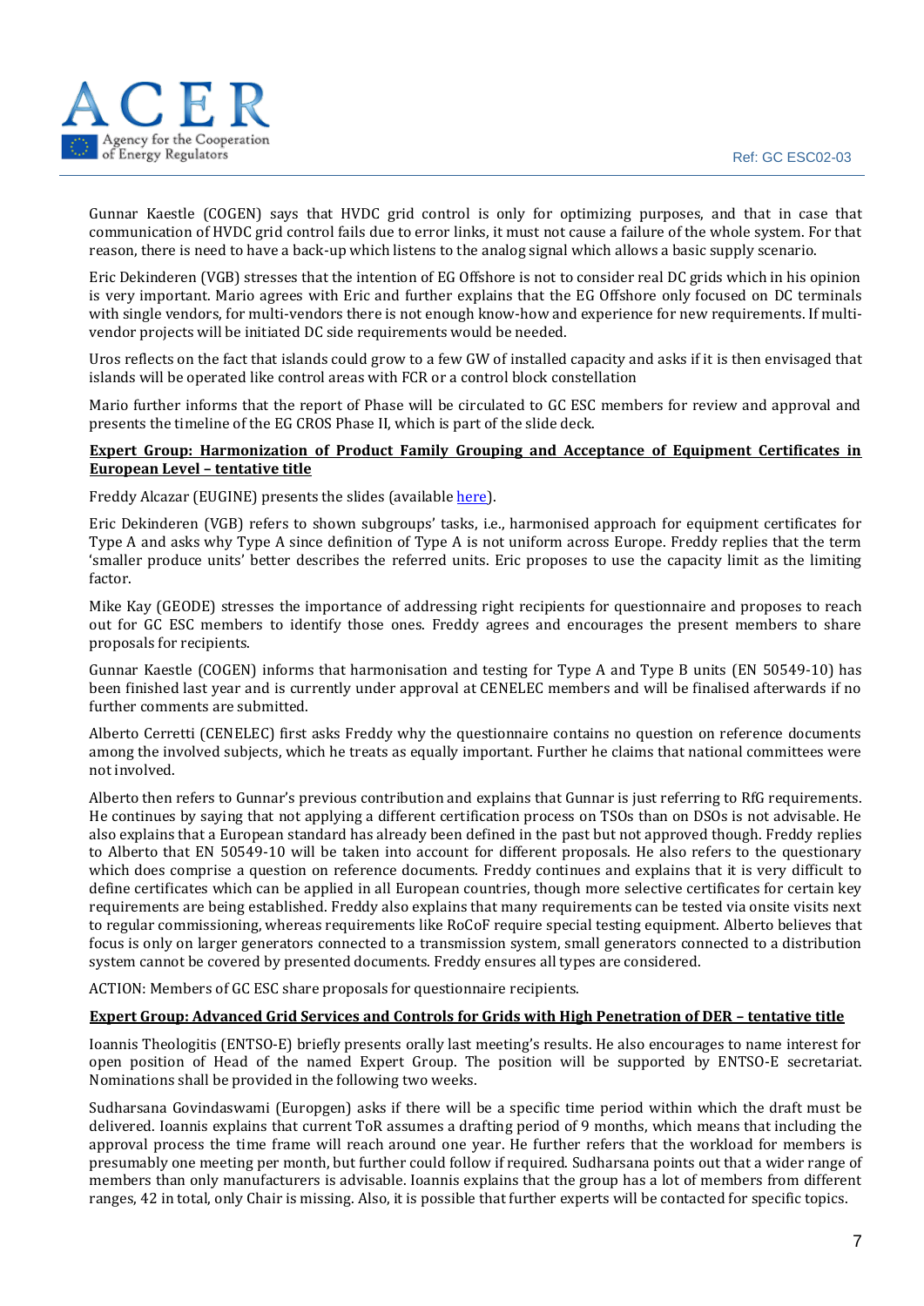Gunnar Kaestle (COGEN) says that HVDC grid control is only for optimizing purposes, and that in case that communication of HVDC grid control fails due to error links, it must not cause a failure of the whole system. For that reason, there is need to have a back-up which listens to the analog signal which allows a basic supply scenario.

Eric Dekinderen (VGB) stresses that the intention of EG Offshore is not to consider real DC grids which in his opinion is very important. Mario agrees with Eric and further explains that the EG Offshore only focused on DC terminals with single vendors, for multi-vendors there is not enough know-how and experience for new requirements. If multi-vendor projects will be initiated DC side requirements would be needed.

Uros reflects on the fact that islands could grow to a few GW of installed capacity and asks if it is then envisaged that islands will be operated like control areas with FCR or a control block constellation

Mario further informs that the report of Phase will be circulated to GC ESC members for review and approval and presents the timeline of the EG CROS Phase II, which is part of the slide deck.

**Expert Group: Harmonization of Product Family Grouping and Acceptance of Equipment Certificates in European Level – tentative title**

Freddy Alcazar (EUGINE) presents the slides (available here).

Eric Dekinderen (VGB) refers to shown subgroups' tasks, i.e., harmonised approach for equipment certificates for Type A and asks why Type A since definition of Type A is not uniform across Europe. Freddy replies that the term 'smaller produce units' better describes the referred units. Eric proposes to use the capacity limit as the limiting factor.

Mike Kay (GEODE) stresses the importance of addressing right recipients for questionnaire and proposes to reach out for GC ESC members to identify those ones. Freddy agrees and encourages the present members to share proposals for recipients.

Gunnar Kaestle (COGEN) informs that harmonisation and testing for Type A and Type B units (EN 50549-10) has been finished last year and is currently under approval at CENELEC members and will be finalised afterwards if no further comments are submitted.

Alberto Cerretti (CENELEC) first asks Freddy why the questionnaire contains no question on reference documents among the involved subjects, which he treats as equally important. Further he claims that national committees were not involved.

Alberto then refers to Gunnar's previous contribution and explains that Gunnar is just referring to RfG requirements. He continues by saying that not applying a different certification process on TSOs than on DSOs is not advisable. He also explains that a European standard has already been defined in the past but not approved though. Freddy replies to Alberto that EN 50549-10 will be taken into account for different proposals. He also refers to the questionary which does comprise a question on reference documents. Freddy continues and explains that it is very difficult to define certificates which can be applied in all European countries, though more selective certificates for certain key requirements are being established. Freddy also explains that many requirements can be tested via onsite visits next to regular commissioning, whereas requirements like RoCoF require special testing equipment. Alberto believes that focus is only on larger generators connected to a transmission system, small generators connected to a distribution system cannot be covered by presented documents. Freddy ensures all types are considered.

ACTION: Members of GC ESC share proposals for questionnaire recipients.

**Expert Group: Advanced Grid Services and Controls for Grids with High Penetration of DER – tentative title**

Ioannis Theologitis (ENTSO-E) briefly presents orally last meeting's results. He also encourages to name interest for open position of Head of the named Expert Group. The position will be supported by ENTSO-E secretariat. Nominations shall be provided in the following two weeks.

Sudharsana Govindaswami (Europgen) asks if there will be a specific time period within which the draft must be delivered. Ioannis explains that current ToR assumes a drafting period of 9 months, which means that including the approval process the time frame will reach around one year. He further refers that the workload for members is presumably one meeting per month, but further could follow if required. Sudharsana points out that a wider range of members than only manufacturers is advisable. Ioannis explains that the group has a lot of members from different ranges, 42 in total, only Chair is missing. Also, it is possible that further experts will be contacted for specific topics.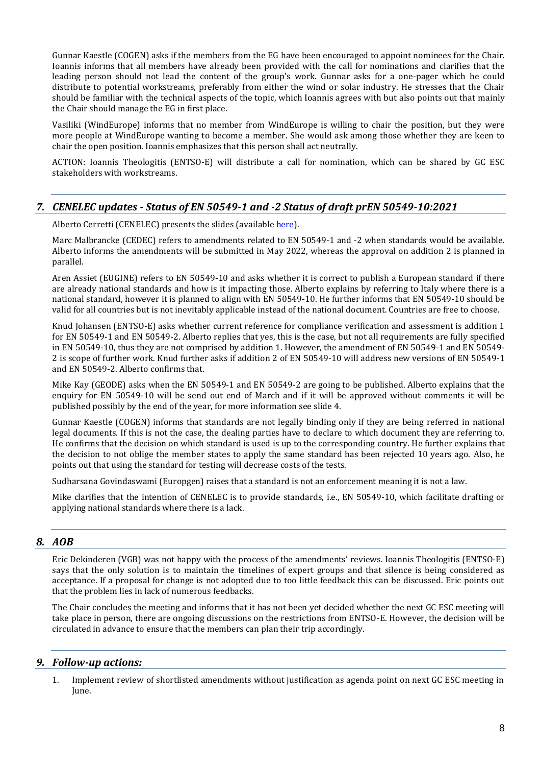Gunnar Kaestle (COGEN) asks if the members from the EG have been encouraged to appoint nominees for the Chair. Ioannis informs that all members have already been provided with the call for nominations and clarifies that the leading person should not lead the content of the group's work. Gunnar asks for a one-pager which he could distribute to potential workstreams, preferably from either the wind or solar industry. He stresses that the Chair should be familiar with the technical aspects of the topic, which Ioannis agrees with but also points out that mainly the Chair should manage the EG in first place.

Vasiliki (WindEurope) informs that no member from WindEurope is willing to chair the position, but they were more people at WindEurope wanting to become a member. She would ask among those whether they are keen to chair the open position. Ioannis emphasizes that this person shall act neutrally.

ACTION: Ioannis Theologitis (ENTSO-E) will distribute a call for nomination, which can be shared by GC ESC stakeholders with workstreams.

## *7. CENELEC updates - Status of EN 50549-1 and -2 Status of draft prEN 50549-10:2021*

Alberto Cerretti (CENELEC) presents the slides (available here).

Marc Malbrancke (CEDEC) refers to amendments related to EN 50549-1 and -2 when standards would be available. Alberto informs the amendments will be submitted in May 2022, whereas the approval on addition 2 is planned in parallel.

Aren Assiet (EUGINE) refers to EN 50549-10 and asks whether it is correct to publish a European standard if there are already national standards and how is it impacting those. Alberto explains by referring to Italy where there is a national standard, however it is planned to align with EN 50549-10. He further informs that EN 50549-10 should be valid for all countries but is not inevitably applicable instead of the national document. Countries are free to choose.

Knud Johansen (ENTSO-E) asks whether current reference for compliance verification and assessment is addition 1 for EN 50549-1 and EN 50549-2. Alberto replies that yes, this is the case, but not all requirements are fully specified in EN 50549-10, thus they are not comprised by addition 1. However, the amendment of EN 50549-1 and EN 50549-2 is scope of further work. Knud further asks if addition 2 of EN 50549-10 will address new versions of EN 50549-1 and EN 50549-2. Alberto confirms that.

Mike Kay (GEODE) asks when the EN 50549-1 and EN 50549-2 are going to be published. Alberto explains that the enquiry for EN 50549-10 will be send out end of March and if it will be approved without comments it will be published possibly by the end of the year, for more information see slide 4.

Gunnar Kaestle (COGEN) informs that standards are not legally binding only if they are being referred in national legal documents. If this is not the case, the dealing parties have to declare to which document they are referring to. He confirms that the decision on which standard is used is up to the corresponding country. He further explains that the decision to not oblige the member states to apply the same standard has been rejected 10 years ago. Also, he points out that using the standard for testing will decrease costs of the tests.

Sudharsana Govindaswami (Europgen) raises that a standard is not an enforcement meaning it is not a law.

Mike clarifies that the intention of CENELEC is to provide standards, i.e., EN 50549-10, which facilitate drafting or applying national standards where there is a lack.

## *8. AOB*

Eric Dekinderen (VGB) was not happy with the process of the amendments' reviews. Ioannis Theologitis (ENTSO-E) says that the only solution is to maintain the timelines of expert groups and that silence is being considered as acceptance. If a proposal for change is not adopted due to too little feedback this can be discussed. Eric points out that the problem lies in lack of numerous feedbacks.

The Chair concludes the meeting and informs that it has not been yet decided whether the next GC ESC meeting will take place in person, there are ongoing discussions on the restrictions from ENTSO-E. However, the decision will be circulated in advance to ensure that the members can plan their trip accordingly.

## *9. Follow-up actions:*

1. Implement review of shortlisted amendments without justification as agenda point on next GC ESC meeting in June.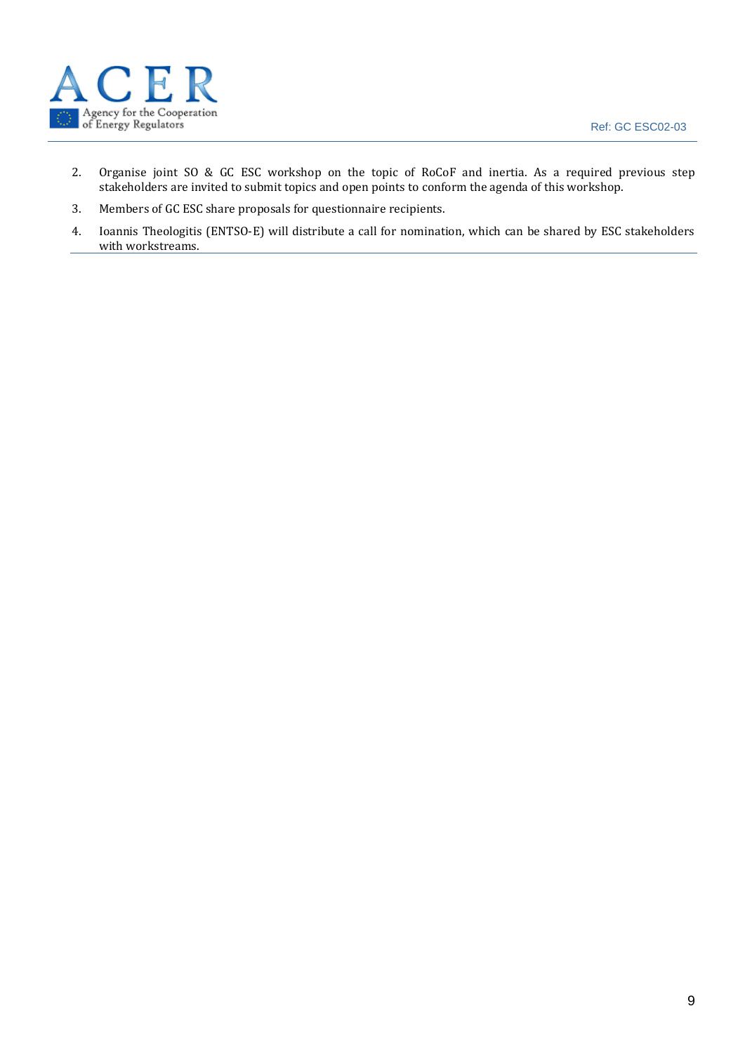2. Organise joint SO & GC ESC workshop on the topic of RoCoF and inertia. As a required previous step stakeholders are invited to submit topics and open points to conform the agenda of this workshop.
3. Members of GC ESC share proposals for questionnaire recipients.
4. Ioannis Theologitis (ENTSO-E) will distribute a call for nomination, which can be shared by ESC stakeholders with workstreams.